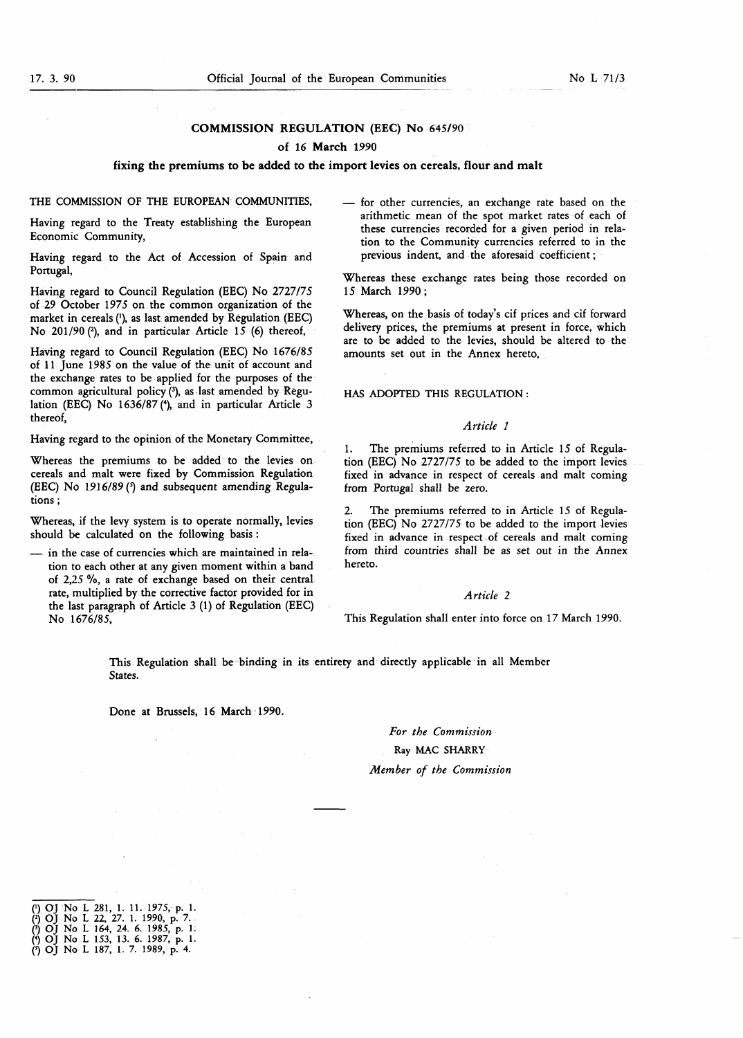# COMMISSION REGULATION (EEC) No 645/90

## of 16 March 1990

## fixing the premiums to be added to the import levies on cereals, flour and malt

THE COMMISSION OF THE EUROPEAN COMMUNITIES,

Having regard to the Treaty establishing the European Economic Community,

Having regard to the Act of Accession of Spain and Portugal,

Having regard to Council Regulation (EEC) No 2727/75 of 29 October 1975 on the common organization of the market in cereals [1], as last amended by Regulation (EEC) No 201/90 [2], and in particular Article 15 (6) thereof,

Having regard to Council Regulation (EEC) No 1676/85 of 11 June 1985 on the value of the unit of account and the exchange rates to be applied for the purposes of the common agricultural policy [3], as last amended by Regulation (EEC) No 1636/87 [4], and in particular Article 3 thereof,

Having regard to the opinion of the Monetary Committee,

Whereas the premiums to be added to the levies on cereals and malt were fixed by Commission Regulation (EEC) No 1916/89 [5] and subsequent amending Regulations;

Whereas, if the levy system is to operate normally, levies should be calculated on the following basis:

— in the case of currencies which are maintained in relation to each other at any given moment within a band of 2,25 %, a rate of exchange based on their central rate, multiplied by the corrective factor provided for in the last paragraph of Article 3 (1) of Regulation (EEC) No 1676/85,

— for other currencies, an exchange rate based on the arithmetic mean of the spot market rates of each of these currencies recorded for a given period in relation to the Community currencies referred to in the previous indent, and the aforesaid coefficient;

Whereas these exchange rates being those recorded on 15 March 1990;

Whereas, on the basis of today's cif prices and cif forward delivery prices, the premiums at present in force, which are to be added to the levies, should be altered to the amounts set out in the Annex hereto,

HAS ADOPTED THIS REGULATION:

*Article 1*

1. The premiums referred to in Article 15 of Regulation (EEC) No 2727/75 to be added to the import levies fixed in advance in respect of cereals and malt coming from Portugal shall be zero.

2. The premiums referred to in Article 15 of Regulation (EEC) No 2727/75 to be added to the import levies fixed in advance in respect of cereals and malt coming from third countries shall be as set out in the Annex hereto.

*Article 2*

This Regulation shall enter into force on 17 March 1990.

This Regulation shall be binding in its entirety and directly applicable in all Member States.

Done at Brussels, 16 March 1990.

*For the Commission*

Ray MAC SHARRY

*Member of the Commission*

---

[1] OJ No L 281, 1. 11. 1975, p. 1.
[2] OJ No L 22, 27. 1. 1990, p. 7.
[3] OJ No L 164, 24. 6. 1985, p. 1.
[4] OJ No L 153, 13. 6. 1987, p. 1.
[5] OJ No L 187, 1. 7. 1989, p. 4.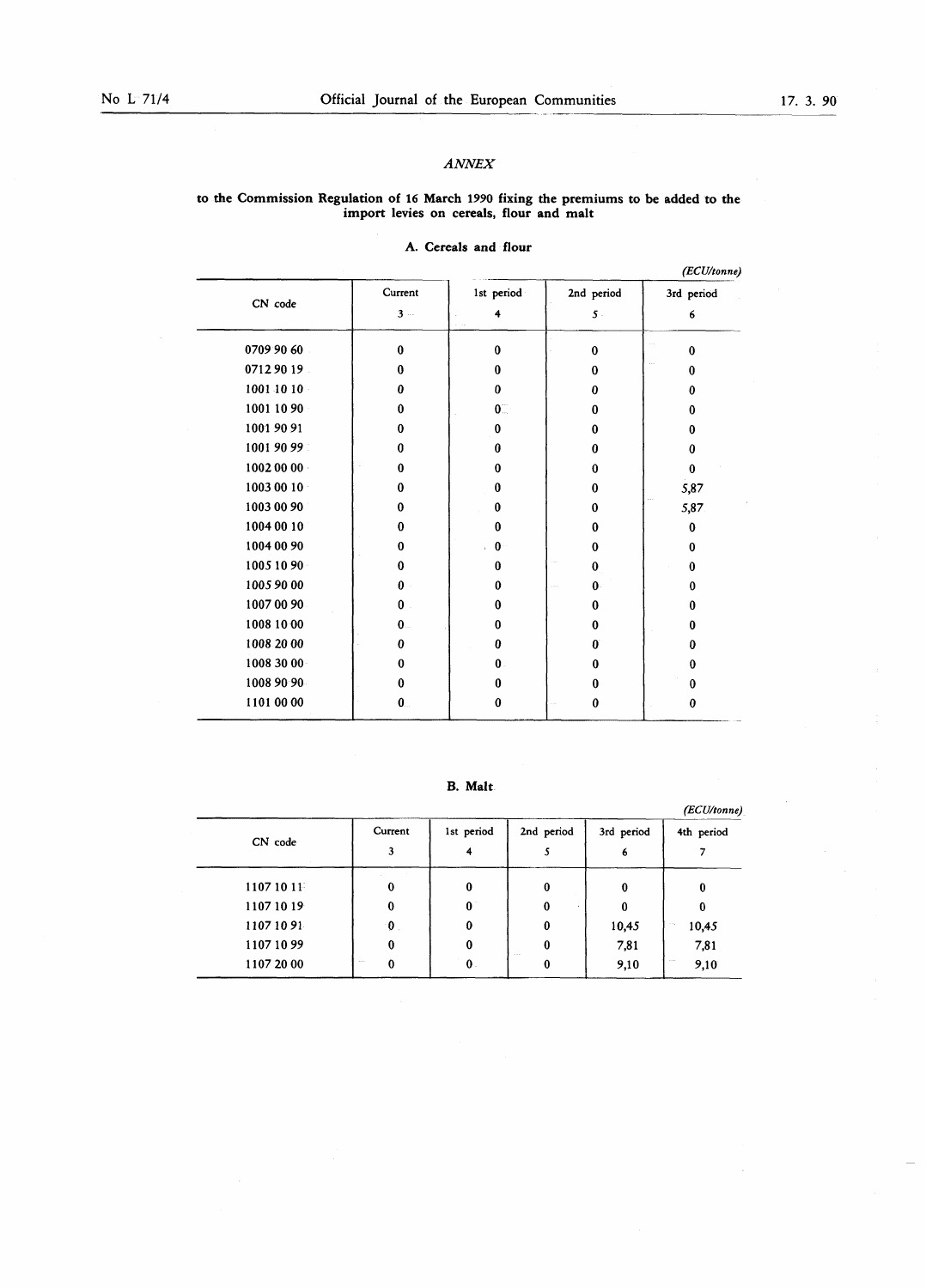*ANNEX*

**to the Commission Regulation of 16 March 1990 fixing the premiums to be added to the import levies on cereals, flour and malt**

**A. Cereals and flour**

*(ECU/tonne)*

| CN code | Current 3 | 1st period 4 | 2nd period 5 | 3rd period 6 |
|---|---|---|---|---|
| 0709 90 60 | 0 | 0 | 0 | 0 |
| 0712 90 19 | 0 | 0 | 0 | 0 |
| 1001 10 10 | 0 | 0 | 0 | 0 |
| 1001 10 90 | 0 | 0 | 0 | 0 |
| 1001 90 91 | 0 | 0 | 0 | 0 |
| 1001 90 99 | 0 | 0 | 0 | 0 |
| 1002 00 00 | 0 | 0 | 0 | 0 |
| 1003 00 10 | 0 | 0 | 0 | 5,87 |
| 1003 00 90 | 0 | 0 | 0 | 5,87 |
| 1004 00 10 | 0 | 0 | 0 | 0 |
| 1004 00 90 | 0 | 0 | 0 | 0 |
| 1005 10 90 | 0 | 0 | 0 | 0 |
| 1005 90 00 | 0 | 0 | 0 | 0 |
| 1007 00 90 | 0 | 0 | 0 | 0 |
| 1008 10 00 | 0 | 0 | 0 | 0 |
| 1008 20 00 | 0 | 0 | 0 | 0 |
| 1008 30 00 | 0 | 0 | 0 | 0 |
| 1008 90 90 | 0 | 0 | 0 | 0 |
| 1101 00 00 | 0 | 0 | 0 | 0 |

**B. Malt**

*(ECU/tonne)*

| CN code | Current 3 | 1st period 4 | 2nd period 5 | 3rd period 6 | 4th period 7 |
|---|---|---|---|---|---|
| 1107 10 11 | 0 | 0 | 0 | 0 | 0 |
| 1107 10 19 | 0 | 0 | 0 | 0 | 0 |
| 1107 10 91 | 0 | 0 | 0 | 10,45 | 10,45 |
| 1107 10 99 | 0 | 0 | 0 | 7,81 | 7,81 |
| 1107 20 00 | 0 | 0 | 0 | 9,10 | 9,10 |